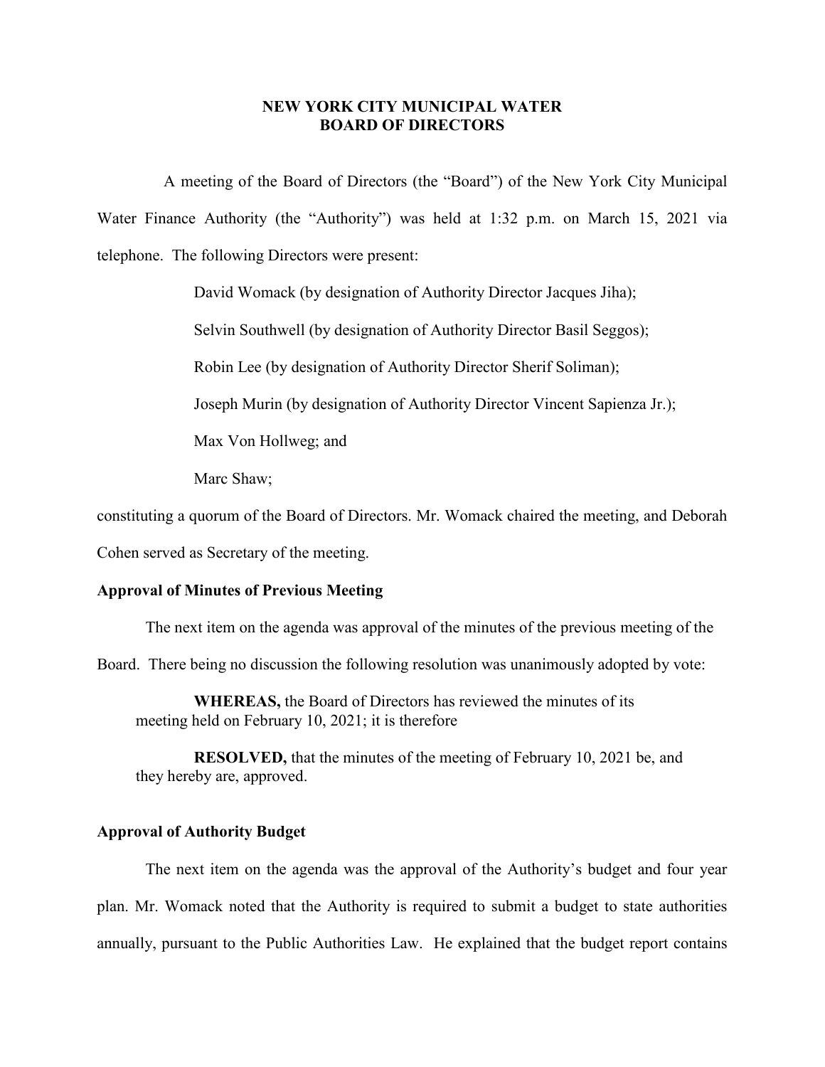# NEW YORK CITY MUNICIPAL WATER BOARD OF DIRECTORS

A meeting of the Board of Directors (the "Board") of the New York City Municipal Water Finance Authority (the "Authority") was held at 1:32 p.m. on March 15, 2021 via telephone. The following Directors were present:

David Womack (by designation of Authority Director Jacques Jiha);

Selvin Southwell (by designation of Authority Director Basil Seggos);

Robin Lee (by designation of Authority Director Sherif Soliman);

Joseph Murin (by designation of Authority Director Vincent Sapienza Jr.);

Max Von Hollweg; and

Marc Shaw;

constituting a quorum of the Board of Directors. Mr. Womack chaired the meeting, and Deborah Cohen served as Secretary of the meeting.

### Approval of Minutes of Previous Meeting

The next item on the agenda was approval of the minutes of the previous meeting of the Board. There being no discussion the following resolution was unanimously adopted by vote:

> **WHEREAS,** the Board of Directors has reviewed the minutes of its meeting held on February 10, 2021; it is therefore
>
> **RESOLVED,** that the minutes of the meeting of February 10, 2021 be, and they hereby are, approved.

### Approval of Authority Budget

The next item on the agenda was the approval of the Authority's budget and four year plan. Mr. Womack noted that the Authority is required to submit a budget to state authorities annually, pursuant to the Public Authorities Law. He explained that the budget report contains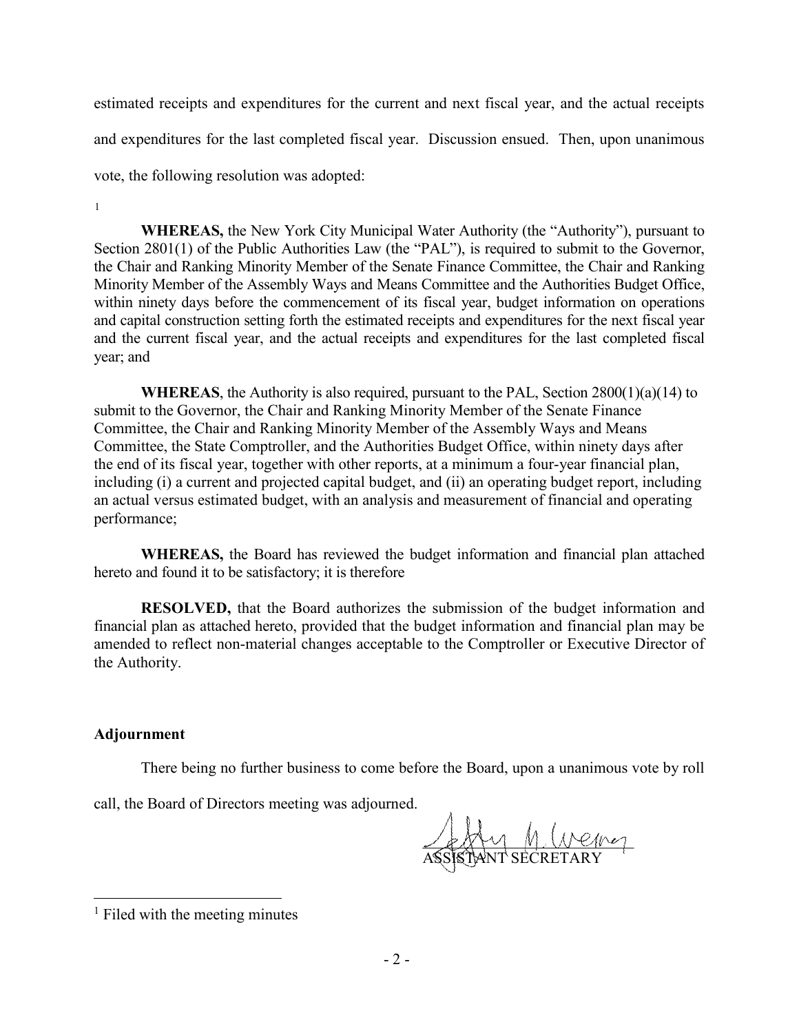estimated receipts and expenditures for the current and next fiscal year, and the actual receipts and expenditures for the last completed fiscal year. Discussion ensued. Then, upon unanimous vote, the following resolution was adopted:

[1]

**WHEREAS,** the New York City Municipal Water Authority (the "Authority"), pursuant to Section 2801(1) of the Public Authorities Law (the "PAL"), is required to submit to the Governor, the Chair and Ranking Minority Member of the Senate Finance Committee, the Chair and Ranking Minority Member of the Assembly Ways and Means Committee and the Authorities Budget Office, within ninety days before the commencement of its fiscal year, budget information on operations and capital construction setting forth the estimated receipts and expenditures for the next fiscal year and the current fiscal year, and the actual receipts and expenditures for the last completed fiscal year; and

**WHEREAS**, the Authority is also required, pursuant to the PAL, Section 2800(1)(a)(14) to submit to the Governor, the Chair and Ranking Minority Member of the Senate Finance Committee, the Chair and Ranking Minority Member of the Assembly Ways and Means Committee, the State Comptroller, and the Authorities Budget Office, within ninety days after the end of its fiscal year, together with other reports, at a minimum a four-year financial plan, including (i) a current and projected capital budget, and (ii) an operating budget report, including an actual versus estimated budget, with an analysis and measurement of financial and operating performance;

**WHEREAS,** the Board has reviewed the budget information and financial plan attached hereto and found it to be satisfactory; it is therefore

**RESOLVED,** that the Board authorizes the submission of the budget information and financial plan as attached hereto, provided that the budget information and financial plan may be amended to reflect non-material changes acceptable to the Comptroller or Executive Director of the Authority.

**Adjournment**

There being no further business to come before the Board, upon a unanimous vote by roll call, the Board of Directors meeting was adjourned.

ASSISTANT SECRETARY

[1] Filed with the meeting minutes